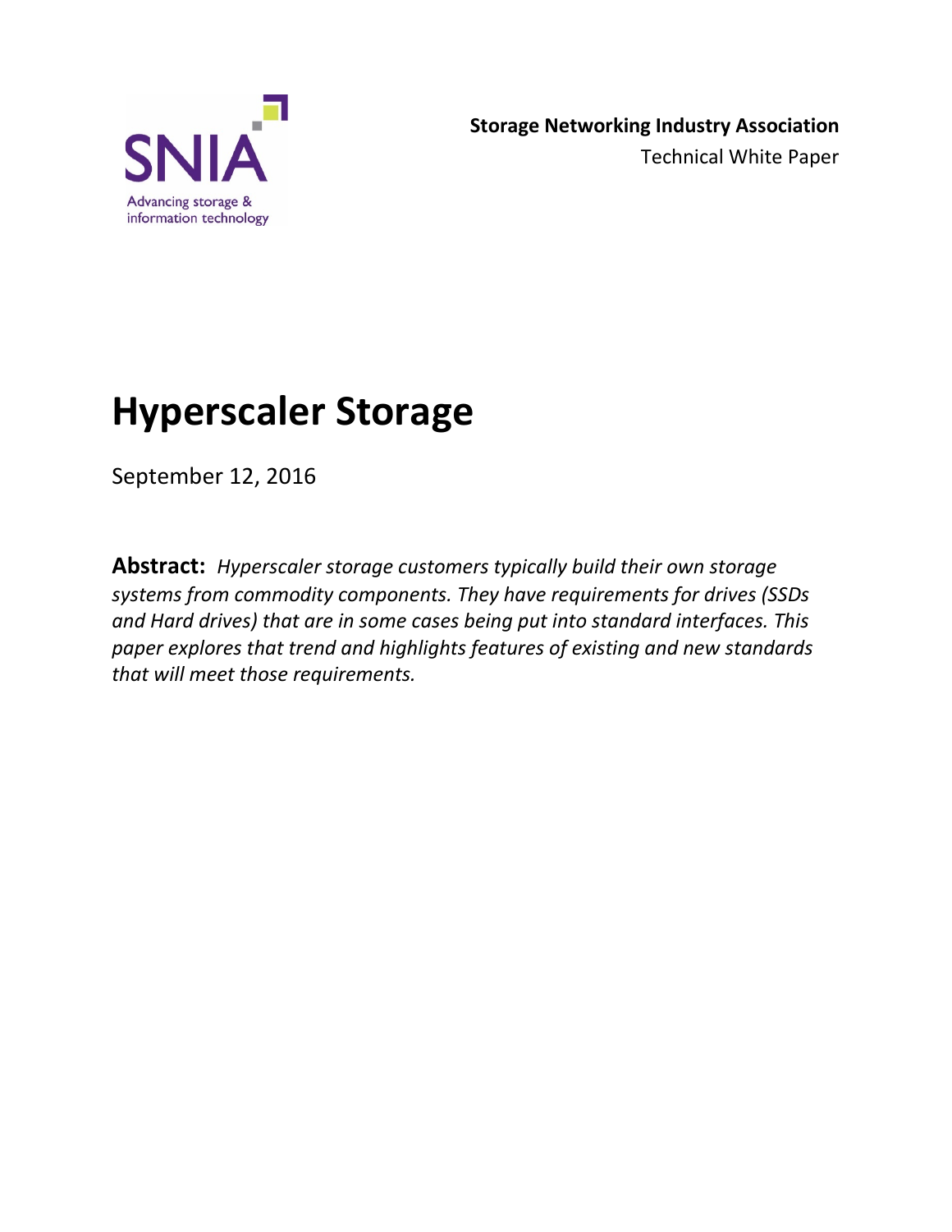SNIA

Advancing storage & information technology

**Storage Networking Industry Association**

Technical White Paper

# Hyperscaler Storage

September 12, 2016

**Abstract:** *Hyperscaler storage customers typically build their own storage systems from commodity components. They have requirements for drives (SSDs and Hard drives) that are in some cases being put into standard interfaces. This paper explores that trend and highlights features of existing and new standards that will meet those requirements.*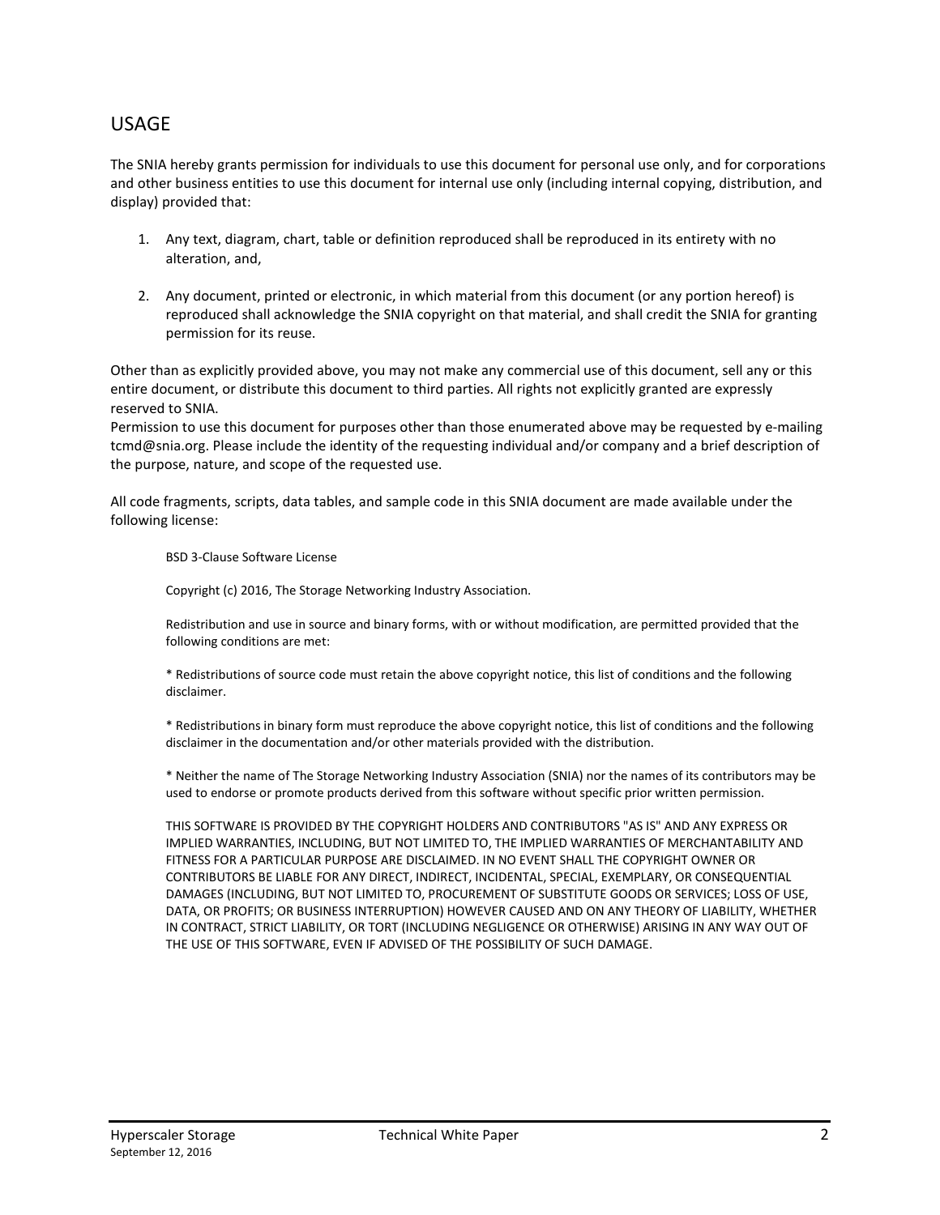## USAGE

The SNIA hereby grants permission for individuals to use this document for personal use only, and for corporations and other business entities to use this document for internal use only (including internal copying, distribution, and display) provided that:

1. Any text, diagram, chart, table or definition reproduced shall be reproduced in its entirety with no alteration, and,

2. Any document, printed or electronic, in which material from this document (or any portion hereof) is reproduced shall acknowledge the SNIA copyright on that material, and shall credit the SNIA for granting permission for its reuse.

Other than as explicitly provided above, you may not make any commercial use of this document, sell any or this entire document, or distribute this document to third parties. All rights not explicitly granted are expressly reserved to SNIA.
Permission to use this document for purposes other than those enumerated above may be requested by e-mailing tcmd@snia.org. Please include the identity of the requesting individual and/or company and a brief description of the purpose, nature, and scope of the requested use.

All code fragments, scripts, data tables, and sample code in this SNIA document are made available under the following license:

> BSD 3-Clause Software License
>
> Copyright (c) 2016, The Storage Networking Industry Association.
>
> Redistribution and use in source and binary forms, with or without modification, are permitted provided that the following conditions are met:
>
> * Redistributions of source code must retain the above copyright notice, this list of conditions and the following disclaimer.
>
> * Redistributions in binary form must reproduce the above copyright notice, this list of conditions and the following disclaimer in the documentation and/or other materials provided with the distribution.
>
> * Neither the name of The Storage Networking Industry Association (SNIA) nor the names of its contributors may be used to endorse or promote products derived from this software without specific prior written permission.
>
> THIS SOFTWARE IS PROVIDED BY THE COPYRIGHT HOLDERS AND CONTRIBUTORS "AS IS" AND ANY EXPRESS OR IMPLIED WARRANTIES, INCLUDING, BUT NOT LIMITED TO, THE IMPLIED WARRANTIES OF MERCHANTABILITY AND FITNESS FOR A PARTICULAR PURPOSE ARE DISCLAIMED. IN NO EVENT SHALL THE COPYRIGHT OWNER OR CONTRIBUTORS BE LIABLE FOR ANY DIRECT, INDIRECT, INCIDENTAL, SPECIAL, EXEMPLARY, OR CONSEQUENTIAL DAMAGES (INCLUDING, BUT NOT LIMITED TO, PROCUREMENT OF SUBSTITUTE GOODS OR SERVICES; LOSS OF USE, DATA, OR PROFITS; OR BUSINESS INTERRUPTION) HOWEVER CAUSED AND ON ANY THEORY OF LIABILITY, WHETHER IN CONTRACT, STRICT LIABILITY, OR TORT (INCLUDING NEGLIGENCE OR OTHERWISE) ARISING IN ANY WAY OUT OF THE USE OF THIS SOFTWARE, EVEN IF ADVISED OF THE POSSIBILITY OF SUCH DAMAGE.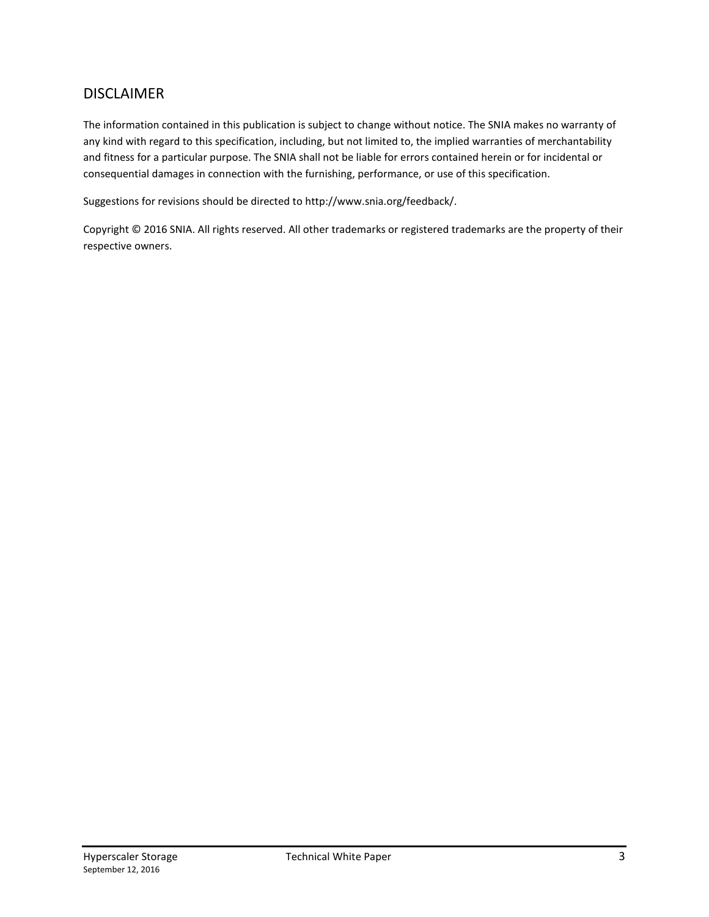## DISCLAIMER

The information contained in this publication is subject to change without notice. The SNIA makes no warranty of any kind with regard to this specification, including, but not limited to, the implied warranties of merchantability and fitness for a particular purpose. The SNIA shall not be liable for errors contained herein or for incidental or consequential damages in connection with the furnishing, performance, or use of this specification.

Suggestions for revisions should be directed to http://www.snia.org/feedback/.

Copyright © 2016 SNIA. All rights reserved. All other trademarks or registered trademarks are the property of their respective owners.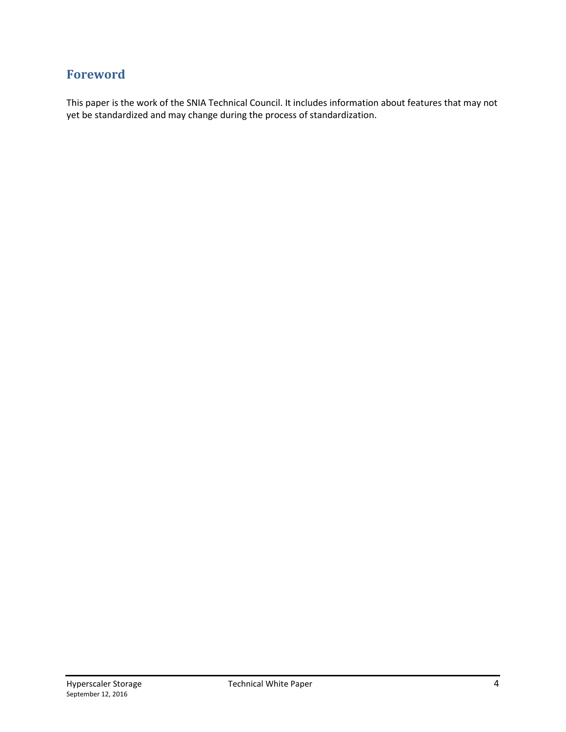## Foreword

This paper is the work of the SNIA Technical Council. It includes information about features that may not yet be standardized and may change during the process of standardization.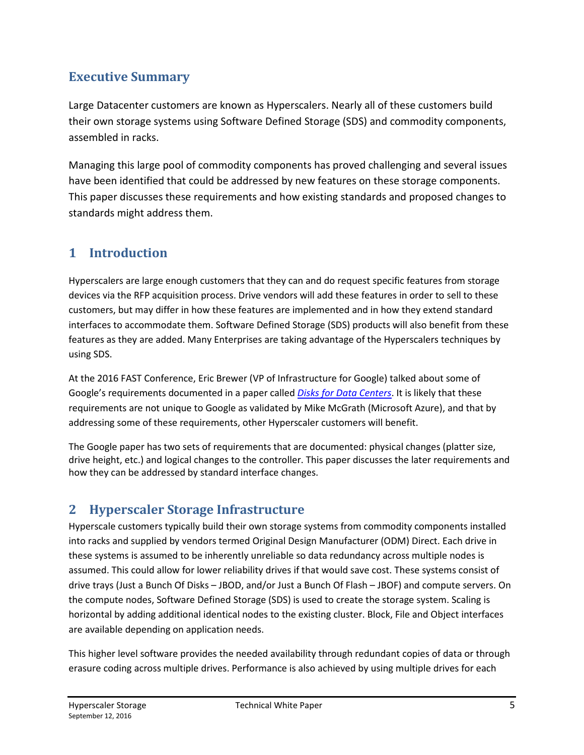## Executive Summary

Large Datacenter customers are known as Hyperscalers. Nearly all of these customers build their own storage systems using Software Defined Storage (SDS) and commodity components, assembled in racks.

Managing this large pool of commodity components has proved challenging and several issues have been identified that could be addressed by new features on these storage components. This paper discusses these requirements and how existing standards and proposed changes to standards might address them.

## 1 Introduction

Hyperscalers are large enough customers that they can and do request specific features from storage devices via the RFP acquisition process. Drive vendors will add these features in order to sell to these customers, but may differ in how these features are implemented and in how they extend standard interfaces to accommodate them. Software Defined Storage (SDS) products will also benefit from these features as they are added. Many Enterprises are taking advantage of the Hyperscalers techniques by using SDS.

At the 2016 FAST Conference, Eric Brewer (VP of Infrastructure for Google) talked about some of Google's requirements documented in a paper called *Disks for Data Centers*. It is likely that these requirements are not unique to Google as validated by Mike McGrath (Microsoft Azure), and that by addressing some of these requirements, other Hyperscaler customers will benefit.

The Google paper has two sets of requirements that are documented: physical changes (platter size, drive height, etc.) and logical changes to the controller. This paper discusses the later requirements and how they can be addressed by standard interface changes.

## 2 Hyperscaler Storage Infrastructure

Hyperscale customers typically build their own storage systems from commodity components installed into racks and supplied by vendors termed Original Design Manufacturer (ODM) Direct. Each drive in these systems is assumed to be inherently unreliable so data redundancy across multiple nodes is assumed. This could allow for lower reliability drives if that would save cost. These systems consist of drive trays (Just a Bunch Of Disks – JBOD, and/or Just a Bunch Of Flash – JBOF) and compute servers. On the compute nodes, Software Defined Storage (SDS) is used to create the storage system. Scaling is horizontal by adding additional identical nodes to the existing cluster. Block, File and Object interfaces are available depending on application needs.

This higher level software provides the needed availability through redundant copies of data or through erasure coding across multiple drives. Performance is also achieved by using multiple drives for each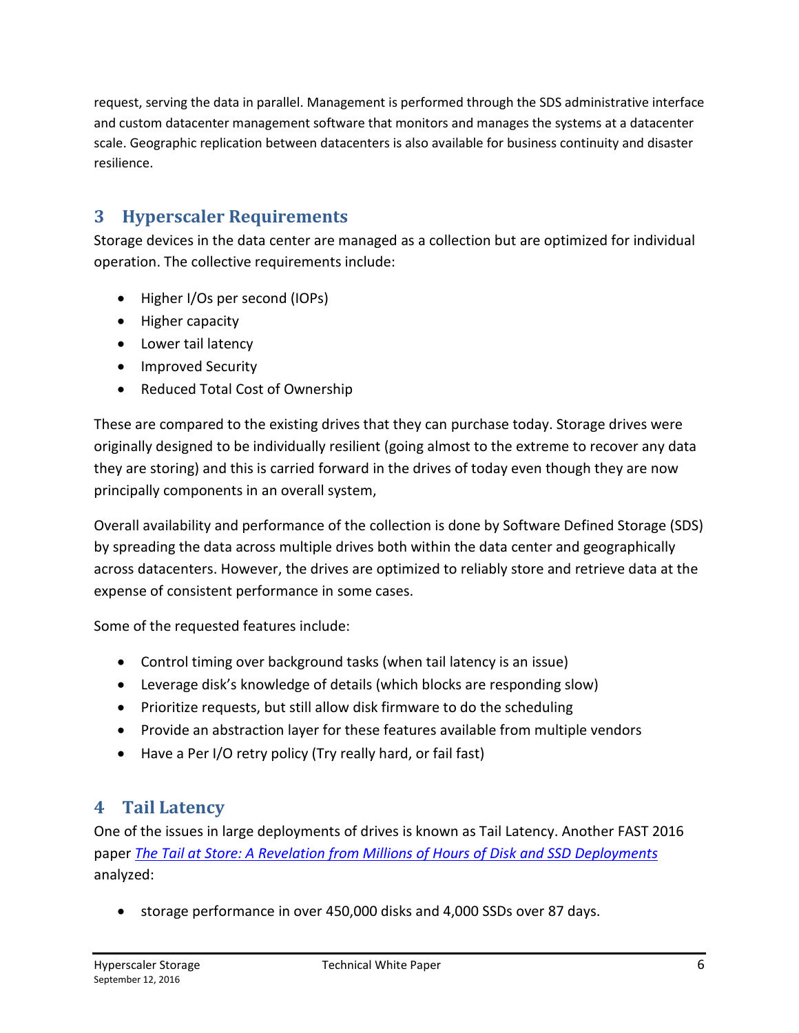request, serving the data in parallel. Management is performed through the SDS administrative interface and custom datacenter management software that monitors and manages the systems at a datacenter scale. Geographic replication between datacenters is also available for business continuity and disaster resilience.

## 3 Hyperscaler Requirements

Storage devices in the data center are managed as a collection but are optimized for individual operation. The collective requirements include:

- Higher I/Os per second (IOPs)
- Higher capacity
- Lower tail latency
- Improved Security
- Reduced Total Cost of Ownership

These are compared to the existing drives that they can purchase today. Storage drives were originally designed to be individually resilient (going almost to the extreme to recover any data they are storing) and this is carried forward in the drives of today even though they are now principally components in an overall system,

Overall availability and performance of the collection is done by Software Defined Storage (SDS) by spreading the data across multiple drives both within the data center and geographically across datacenters. However, the drives are optimized to reliably store and retrieve data at the expense of consistent performance in some cases.

Some of the requested features include:

- Control timing over background tasks (when tail latency is an issue)
- Leverage disk's knowledge of details (which blocks are responding slow)
- Prioritize requests, but still allow disk firmware to do the scheduling
- Provide an abstraction layer for these features available from multiple vendors
- Have a Per I/O retry policy (Try really hard, or fail fast)

## 4 Tail Latency

One of the issues in large deployments of drives is known as Tail Latency. Another FAST 2016 paper *The Tail at Store: A Revelation from Millions of Hours of Disk and SSD Deployments* analyzed:

- storage performance in over 450,000 disks and 4,000 SSDs over 87 days.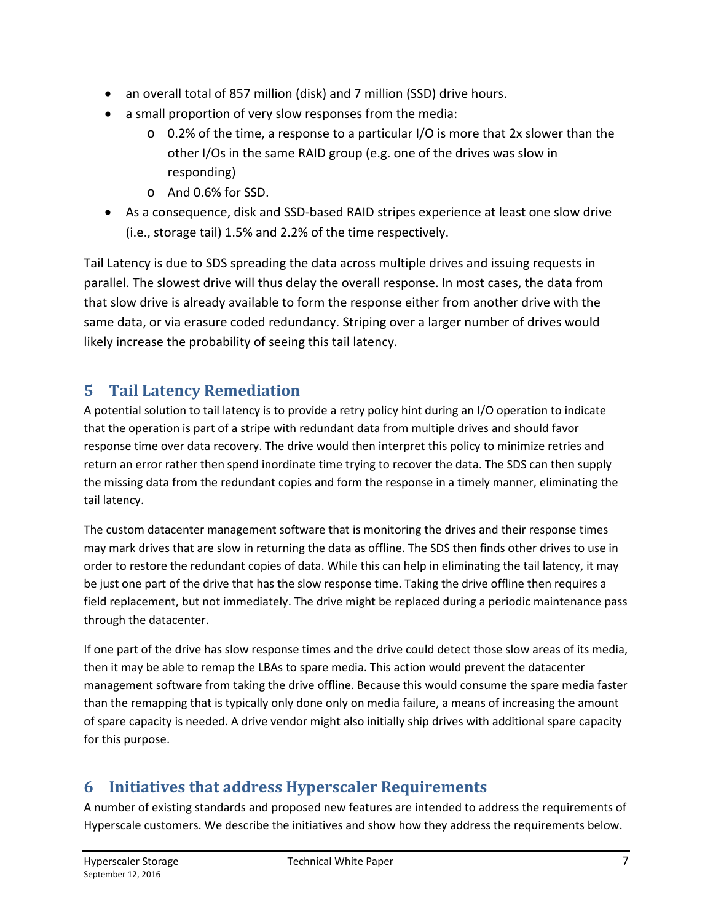- an overall total of 857 million (disk) and 7 million (SSD) drive hours.
- a small proportion of very slow responses from the media:
  - 0.2% of the time, a response to a particular I/O is more that 2x slower than the other I/Os in the same RAID group (e.g. one of the drives was slow in responding)
  - And 0.6% for SSD.
- As a consequence, disk and SSD-based RAID stripes experience at least one slow drive (i.e., storage tail) 1.5% and 2.2% of the time respectively.

Tail Latency is due to SDS spreading the data across multiple drives and issuing requests in parallel. The slowest drive will thus delay the overall response. In most cases, the data from that slow drive is already available to form the response either from another drive with the same data, or via erasure coded redundancy. Striping over a larger number of drives would likely increase the probability of seeing this tail latency.

## 5 Tail Latency Remediation

A potential solution to tail latency is to provide a retry policy hint during an I/O operation to indicate that the operation is part of a stripe with redundant data from multiple drives and should favor response time over data recovery. The drive would then interpret this policy to minimize retries and return an error rather then spend inordinate time trying to recover the data. The SDS can then supply the missing data from the redundant copies and form the response in a timely manner, eliminating the tail latency.

The custom datacenter management software that is monitoring the drives and their response times may mark drives that are slow in returning the data as offline. The SDS then finds other drives to use in order to restore the redundant copies of data. While this can help in eliminating the tail latency, it may be just one part of the drive that has the slow response time. Taking the drive offline then requires a field replacement, but not immediately. The drive might be replaced during a periodic maintenance pass through the datacenter.

If one part of the drive has slow response times and the drive could detect those slow areas of its media, then it may be able to remap the LBAs to spare media. This action would prevent the datacenter management software from taking the drive offline. Because this would consume the spare media faster than the remapping that is typically only done only on media failure, a means of increasing the amount of spare capacity is needed. A drive vendor might also initially ship drives with additional spare capacity for this purpose.

## 6 Initiatives that address Hyperscaler Requirements

A number of existing standards and proposed new features are intended to address the requirements of Hyperscale customers. We describe the initiatives and show how they address the requirements below.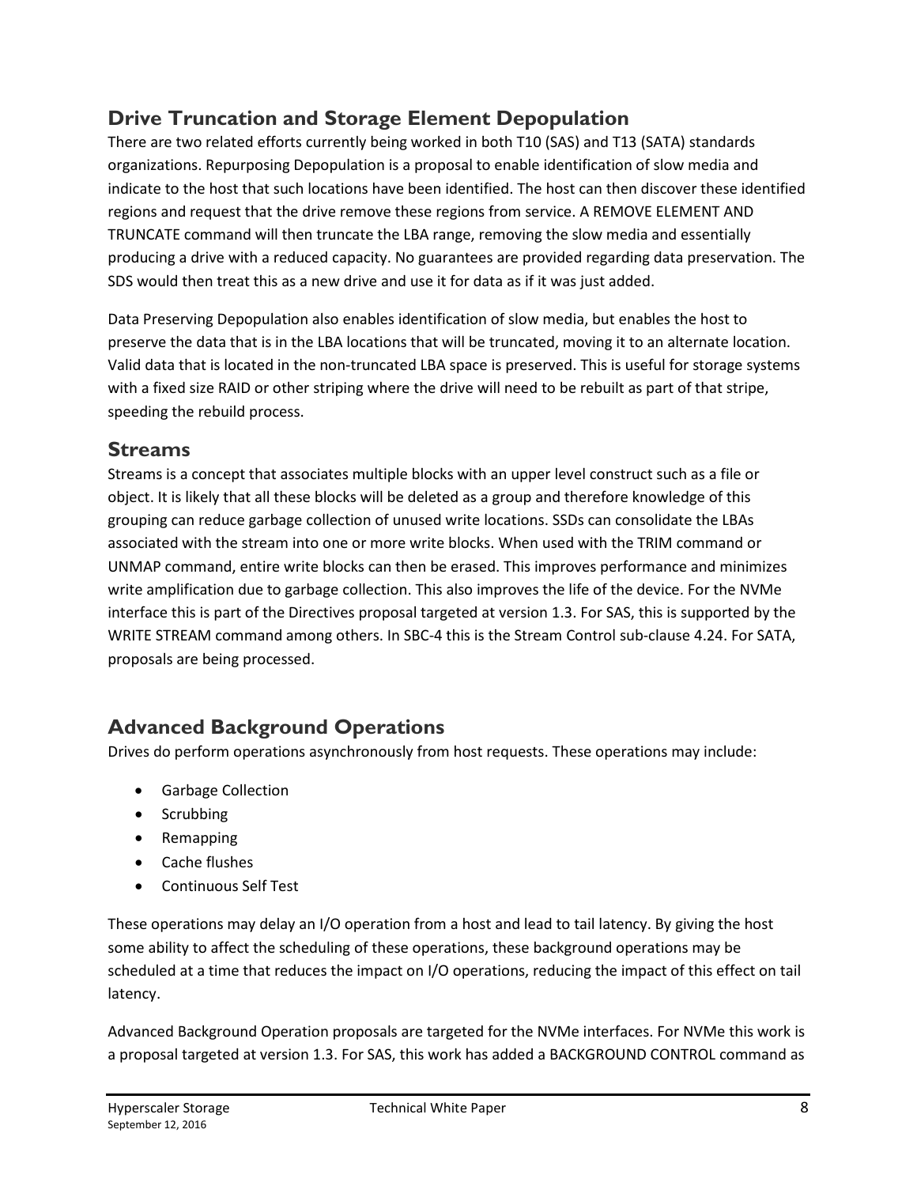## Drive Truncation and Storage Element Depopulation

There are two related efforts currently being worked in both T10 (SAS) and T13 (SATA) standards organizations. Repurposing Depopulation is a proposal to enable identification of slow media and indicate to the host that such locations have been identified. The host can then discover these identified regions and request that the drive remove these regions from service. A REMOVE ELEMENT AND TRUNCATE command will then truncate the LBA range, removing the slow media and essentially producing a drive with a reduced capacity. No guarantees are provided regarding data preservation. The SDS would then treat this as a new drive and use it for data as if it was just added.

Data Preserving Depopulation also enables identification of slow media, but enables the host to preserve the data that is in the LBA locations that will be truncated, moving it to an alternate location. Valid data that is located in the non-truncated LBA space is preserved. This is useful for storage systems with a fixed size RAID or other striping where the drive will need to be rebuilt as part of that stripe, speeding the rebuild process.

## Streams

Streams is a concept that associates multiple blocks with an upper level construct such as a file or object. It is likely that all these blocks will be deleted as a group and therefore knowledge of this grouping can reduce garbage collection of unused write locations. SSDs can consolidate the LBAs associated with the stream into one or more write blocks. When used with the TRIM command or UNMAP command, entire write blocks can then be erased. This improves performance and minimizes write amplification due to garbage collection. This also improves the life of the device. For the NVMe interface this is part of the Directives proposal targeted at version 1.3. For SAS, this is supported by the WRITE STREAM command among others. In SBC-4 this is the Stream Control sub-clause 4.24. For SATA, proposals are being processed.

## Advanced Background Operations

Drives do perform operations asynchronously from host requests. These operations may include:

- Garbage Collection
- Scrubbing
- Remapping
- Cache flushes
- Continuous Self Test

These operations may delay an I/O operation from a host and lead to tail latency. By giving the host some ability to affect the scheduling of these operations, these background operations may be scheduled at a time that reduces the impact on I/O operations, reducing the impact of this effect on tail latency.

Advanced Background Operation proposals are targeted for the NVMe interfaces. For NVMe this work is a proposal targeted at version 1.3. For SAS, this work has added a BACKGROUND CONTROL command as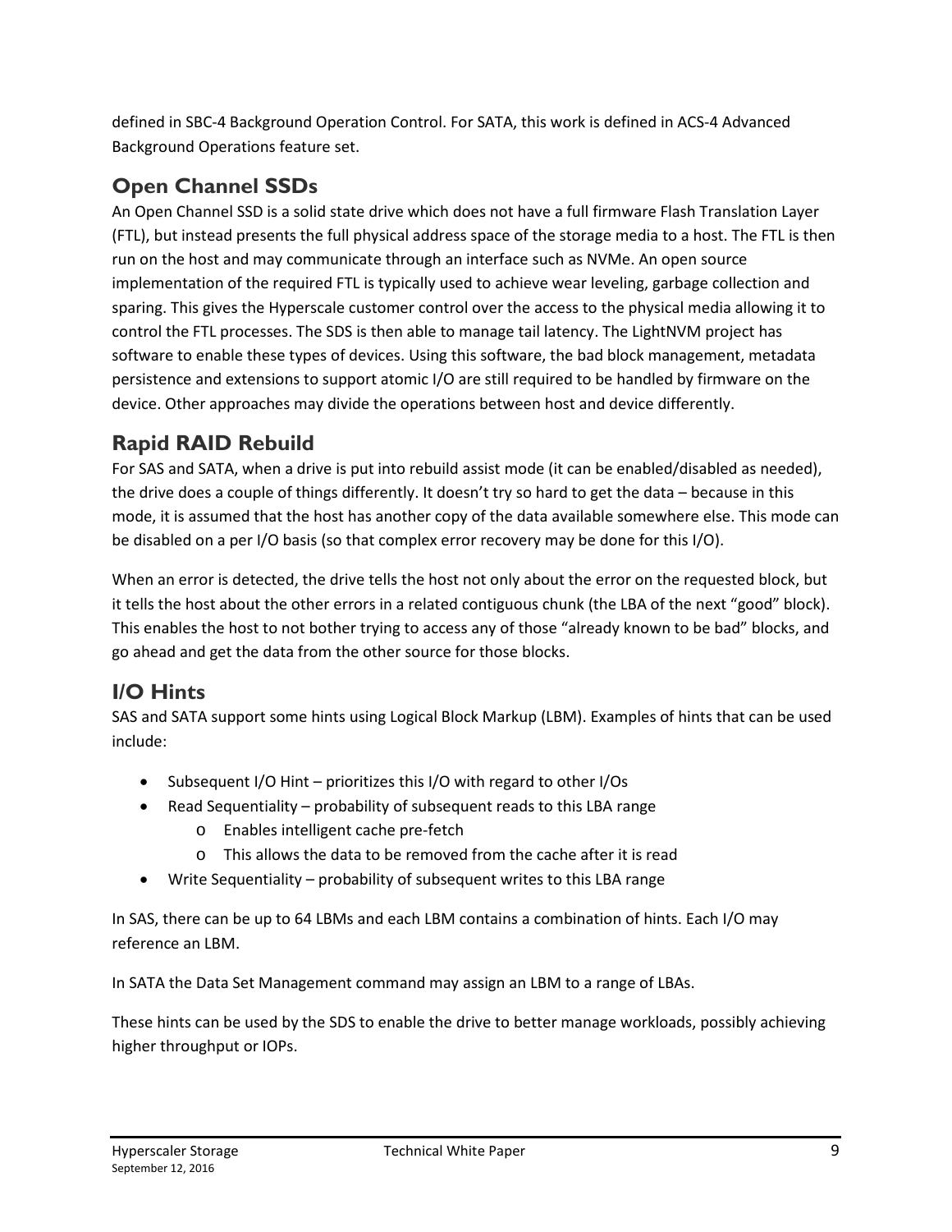defined in SBC-4 Background Operation Control. For SATA, this work is defined in ACS-4 Advanced Background Operations feature set.

## Open Channel SSDs

An Open Channel SSD is a solid state drive which does not have a full firmware Flash Translation Layer (FTL), but instead presents the full physical address space of the storage media to a host. The FTL is then run on the host and may communicate through an interface such as NVMe. An open source implementation of the required FTL is typically used to achieve wear leveling, garbage collection and sparing. This gives the Hyperscale customer control over the access to the physical media allowing it to control the FTL processes. The SDS is then able to manage tail latency. The LightNVM project has software to enable these types of devices. Using this software, the bad block management, metadata persistence and extensions to support atomic I/O are still required to be handled by firmware on the device. Other approaches may divide the operations between host and device differently.

## Rapid RAID Rebuild

For SAS and SATA, when a drive is put into rebuild assist mode (it can be enabled/disabled as needed), the drive does a couple of things differently. It doesn't try so hard to get the data – because in this mode, it is assumed that the host has another copy of the data available somewhere else. This mode can be disabled on a per I/O basis (so that complex error recovery may be done for this I/O).

When an error is detected, the drive tells the host not only about the error on the requested block, but it tells the host about the other errors in a related contiguous chunk (the LBA of the next "good" block). This enables the host to not bother trying to access any of those "already known to be bad" blocks, and go ahead and get the data from the other source for those blocks.

## I/O Hints

SAS and SATA support some hints using Logical Block Markup (LBM). Examples of hints that can be used include:

- Subsequent I/O Hint – prioritizes this I/O with regard to other I/Os
- Read Sequentiality – probability of subsequent reads to this LBA range
  - Enables intelligent cache pre-fetch
  - This allows the data to be removed from the cache after it is read
- Write Sequentiality – probability of subsequent writes to this LBA range

In SAS, there can be up to 64 LBMs and each LBM contains a combination of hints. Each I/O may reference an LBM.

In SATA the Data Set Management command may assign an LBM to a range of LBAs.

These hints can be used by the SDS to enable the drive to better manage workloads, possibly achieving higher throughput or IOPs.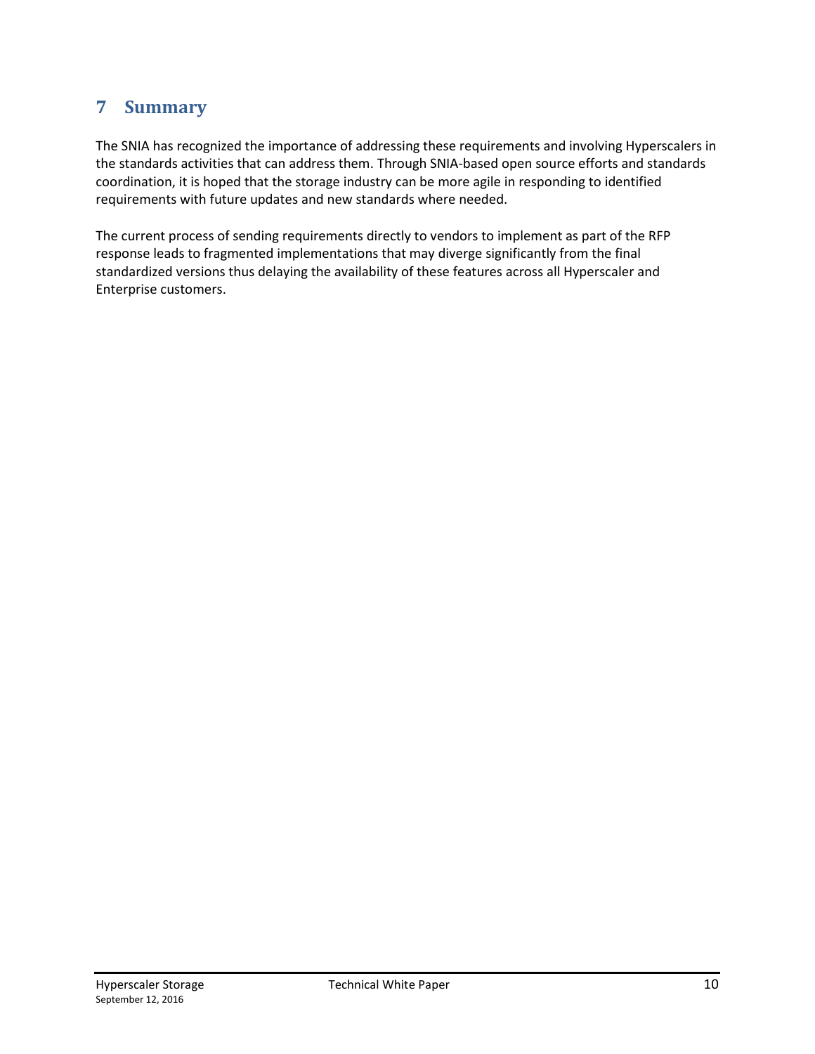## 7 Summary

The SNIA has recognized the importance of addressing these requirements and involving Hyperscalers in the standards activities that can address them. Through SNIA-based open source efforts and standards coordination, it is hoped that the storage industry can be more agile in responding to identified requirements with future updates and new standards where needed.

The current process of sending requirements directly to vendors to implement as part of the RFP response leads to fragmented implementations that may diverge significantly from the final standardized versions thus delaying the availability of these features across all Hyperscaler and Enterprise customers.